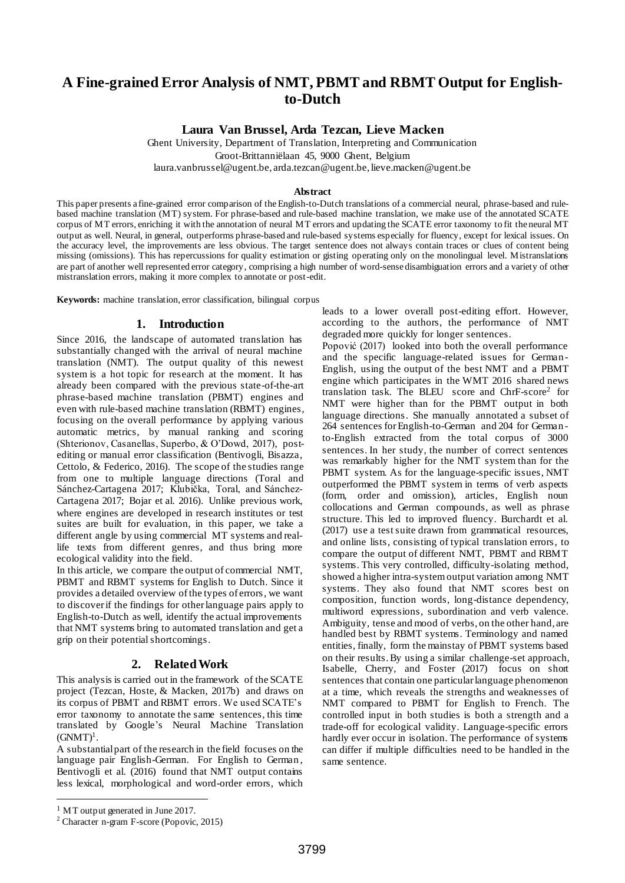# A Fine-grained Error Analysis of NMT, PBMT and RBMT Output for English-to-Dutch

**Laura Van Brussel, Arda Tezcan, Lieve Macken**

Ghent University, Department of Translation, Interpreting and Communication
Groot-Brittanniëlaan 45, 9000 Ghent, Belgium
laura.vanbrussel@ugent.be, arda.tezcan@ugent.be, lieve.macken@ugent.be

### Abstract

This paper presents a fine-grained error comparison of the English-to-Dutch translations of a commercial neural, phrase-based and rule-based machine translation (MT) system. For phrase-based and rule-based machine translation, we make use of the annotated SCATE corpus of MT errors, enriching it with the annotation of neural MT errors and updating the SCATE error taxonomy to fit the neural MT output as well. Neural, in general, outperforms phrase-based and rule-based systems especially for fluency, except for lexical issues. On the accuracy level, the improvements are less obvious. The target sentence does not always contain traces or clues of content being missing (omissions). This has repercussions for quality estimation or gisting operating only on the monolingual level. Mistranslations are part of another well represented error category, comprising a high number of word-sense disambiguation errors and a variety of other mistranslation errors, making it more complex to annotate or post-edit.

**Keywords:** machine translation, error classification, bilingual corpus

## 1. Introduction

Since 2016, the landscape of automated translation has substantially changed with the arrival of neural machine translation (NMT). The output quality of this newest system is a hot topic for research at the moment. It has already been compared with the previous state-of-the-art phrase-based machine translation (PBMT) engines and even with rule-based machine translation (RBMT) engines, focusing on the overall performance by applying various automatic metrics, by manual ranking and scoring (Shterionov, Casanellas, Superbo, & O'Dowd, 2017), post-editing or manual error classification (Bentivogli, Bisazza, Cettolo, & Federico, 2016). The scope of the studies range from one to multiple language directions (Toral and Sánchez-Cartagena 2017; Klubička, Toral, and Sánchez-Cartagena 2017; Bojar et al. 2016). Unlike previous work, where engines are developed in research institutes or test suites are built for evaluation, in this paper, we take a different angle by using commercial MT systems and real-life texts from different genres, and thus bring more ecological validity into the field.

In this article, we compare the output of commercial NMT, PBMT and RBMT systems for English to Dutch. Since it provides a detailed overview of the types of errors, we want to discover if the findings for other language pairs apply to English-to-Dutch as well, identify the actual improvements that NMT systems bring to automated translation and get a grip on their potential shortcomings.

## 2. Related Work

This analysis is carried out in the framework of the SCATE project (Tezcan, Hoste, & Macken, 2017b) and draws on its corpus of PBMT and RBMT errors. We used SCATE's error taxonomy to annotate the same sentences, this time translated by Google's Neural Machine Translation (GNMT)[1].

A substantial part of the research in the field focuses on the language pair English-German. For English to German, Bentivogli et al. (2016) found that NMT output contains less lexical, morphological and word-order errors, which leads to a lower overall post-editing effort. However, according to the authors, the performance of NMT degraded more quickly for longer sentences.

Popović (2017) looked into both the overall performance and the specific language-related issues for German-English, using the output of the best NMT and a PBMT engine which participates in the WMT 2016 shared news translation task. The BLEU score and ChrF-score[2] for NMT were higher than for the PBMT output in both language directions. She manually annotated a subset of 264 sentences for English-to-German and 204 for German-to-English extracted from the total corpus of 3000 sentences. In her study, the number of correct sentences was remarkably higher for the NMT system than for the PBMT system. As for the language-specific issues, NMT outperformed the PBMT system in terms of verb aspects (form, order and omission), articles, English noun collocations and German compounds, as well as phrase structure. This led to improved fluency. Burchardt et al. (2017) use a test suite drawn from grammatical resources, and online lists, consisting of typical translation errors, to compare the output of different NMT, PBMT and RBMT systems. This very controlled, difficulty-isolating method, showed a higher intra-system output variation among NMT systems. They also found that NMT scores best on composition, function words, long-distance dependency, multiword expressions, subordination and verb valence. Ambiguity, tense and mood of verbs, on the other hand, are handled best by RBMT systems. Terminology and named entities, finally, form the mainstay of PBMT systems based on their results. By using a similar challenge-set approach, Isabelle, Cherry, and Foster (2017) focus on short sentences that contain one particular language phenomenon at a time, which reveals the strengths and weaknesses of NMT compared to PBMT for English to French. The controlled input in both studies is both a strength and a trade-off for ecological validity. Language-specific errors hardly ever occur in isolation. The performance of systems can differ if multiple difficulties need to be handled in the same sentence.

---

[1] MT output generated in June 2017.

[2] Character n-gram F-score (Popovic, 2015)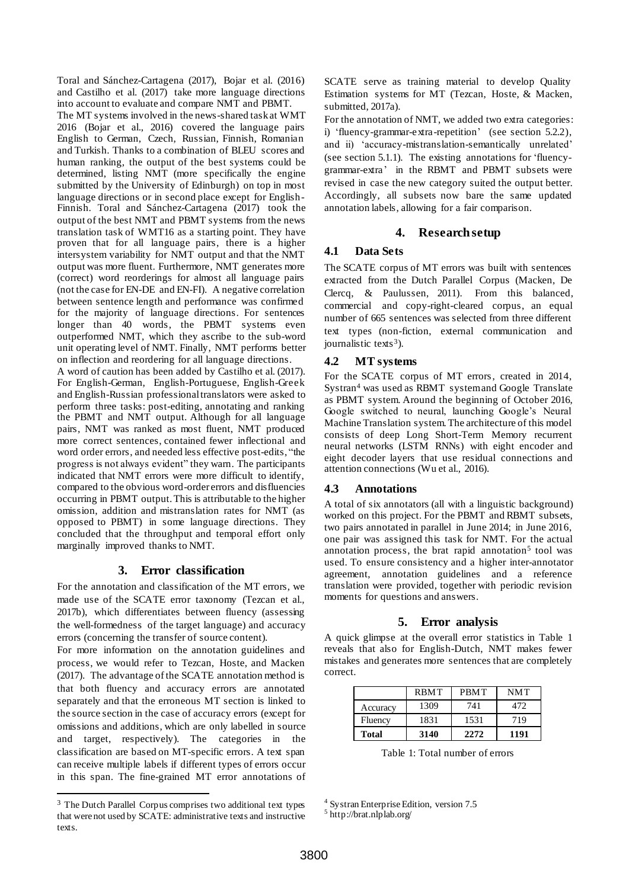Toral and Sánchez-Cartagena (2017), Bojar et al. (2016) and Castilho et al. (2017) take more language directions into account to evaluate and compare NMT and PBMT.

The MT systems involved in the news-shared task at WMT 2016 (Bojar et al., 2016) covered the language pairs English to German, Czech, Russian, Finnish, Romanian and Turkish. Thanks to a combination of BLEU scores and human ranking, the output of the best systems could be determined, listing NMT (more specifically the engine submitted by the University of Edinburgh) on top in most language directions or in second place except for English-Finnish. Toral and Sánchez-Cartagena (2017) took the output of the best NMT and PBMT systems from the news translation task of WMT16 as a starting point. They have proven that for all language pairs, there is a higher intersystem variability for NMT output and that the NMT output was more fluent. Furthermore, NMT generates more (correct) word reorderings for almost all language pairs (not the case for EN-DE and EN-FI). A negative correlation between sentence length and performance was confirmed for the majority of language directions. For sentences longer than 40 words, the PBMT systems even outperformed NMT, which they ascribe to the sub-word unit operating level of NMT. Finally, NMT performs better on inflection and reordering for all language directions.

A word of caution has been added by Castilho et al. (2017). For English-German, English-Portuguese, English-Greek and English-Russian professional translators were asked to perform three tasks: post-editing, annotating and ranking the PBMT and NMT output. Although for all language pairs, NMT was ranked as most fluent, NMT produced more correct sentences, contained fewer inflectional and word order errors, and needed less effective post-edits, "the progress is not always evident" they warn. The participants indicated that NMT errors were more difficult to identify, compared to the obvious word-order errors and disfluencies occurring in PBMT output. This is attributable to the higher omission, addition and mistranslation rates for NMT (as opposed to PBMT) in some language directions. They concluded that the throughput and temporal effort only marginally improved thanks to NMT.

## 3. Error classification

For the annotation and classification of the MT errors, we made use of the SCATE error taxonomy (Tezcan et al., 2017b), which differentiates between fluency (assessing the well-formedness of the target language) and accuracy errors (concerning the transfer of source content).

For more information on the annotation guidelines and process, we would refer to Tezcan, Hoste, and Macken (2017). The advantage of the SCATE annotation method is that both fluency and accuracy errors are annotated separately and that the erroneous MT section is linked to the source section in the case of accuracy errors (except for omissions and additions, which are only labelled in source and target, respectively). The categories in the classification are based on MT-specific errors. A text span can receive multiple labels if different types of errors occur in this span. The fine-grained MT error annotations of SCATE serve as training material to develop Quality Estimation systems for MT (Tezcan, Hoste, & Macken, submitted, 2017a).

For the annotation of NMT, we added two extra categories: i) 'fluency-grammar-extra-repetition' (see section 5.2.2), and ii) 'accuracy-mistranslation-semantically unrelated' (see section 5.1.1). The existing annotations for 'fluency-grammar-extra' in the RBMT and PBMT subsets were revised in case the new category suited the output better. Accordingly, all subsets now bare the same updated annotation labels, allowing for a fair comparison.

## 4. Research setup

### 4.1 Data Sets

The SCATE corpus of MT errors was built with sentences extracted from the Dutch Parallel Corpus (Macken, De Clercq, & Paulussen, 2011). From this balanced, commercial and copy-right-cleared corpus, an equal number of 665 sentences was selected from three different text types (non-fiction, external communication and journalistic texts[3]).

### 4.2 MT systems

For the SCATE corpus of MT errors, created in 2014, Systran[4] was used as RBMT system and Google Translate as PBMT system. Around the beginning of October 2016, Google switched to neural, launching Google's Neural Machine Translation system. The architecture of this model consists of deep Long Short-Term Memory recurrent neural networks (LSTM RNNs) with eight encoder and eight decoder layers that use residual connections and attention connections (Wu et al., 2016).

### 4.3 Annotations

A total of six annotators (all with a linguistic background) worked on this project. For the PBMT and RBMT subsets, two pairs annotated in parallel in June 2014; in June 2016, one pair was assigned this task for NMT. For the actual annotation process, the brat rapid annotation[5] tool was used. To ensure consistency and a higher inter-annotator agreement, annotation guidelines and a reference translation were provided, together with periodic revision moments for questions and answers.

## 5. Error analysis

A quick glimpse at the overall error statistics in Table 1 reveals that also for English-Dutch, NMT makes fewer mistakes and generates more sentences that are completely correct.

| | RBMT | PBMT | NMT |
|---|---|---|---|
| Accuracy | 1309 | 741 | 472 |
| Fluency | 1831 | 1531 | 719 |
| **Total** | **3140** | **2272** | **1191** |

Table 1: Total number of errors

[3] The Dutch Parallel Corpus comprises two additional text types that were not used by SCATE: administrative texts and instructive texts.

[4] Systran Enterprise Edition, version 7.5

[5] http://brat.nlplab.org/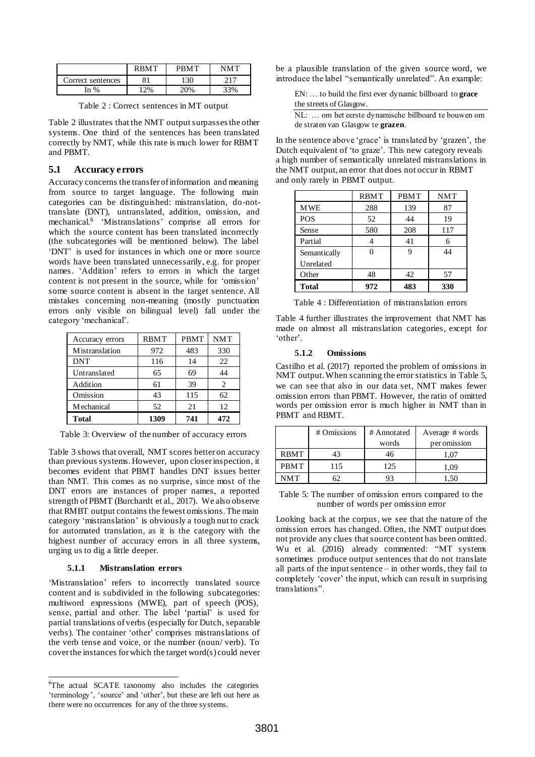| | RBMT | PBMT | NMT |
|---|---|---|---|
| Correct sentences | 81 | 130 | 217 |
| In % | 12% | 20% | 33% |

Table 2 : Correct sentences in MT output

Table 2 illustrates that the NMT output surpasses the other systems. One third of the sentences has been translated correctly by NMT, while this rate is much lower for RBMT and PBMT.

## 5.1 Accuracy errors

Accuracy concerns the transfer of information and meaning from source to target language. The following main categories can be distinguished: mistranslation, do-not-translate (DNT), untranslated, addition, omission, and mechanical.[6] 'Mistranslations' comprise all errors for which the source content has been translated incorrectly (the subcategories will be mentioned below). The label 'DNT' is used for instances in which one or more source words have been translated unnecessarily, e.g. for proper names. 'Addition' refers to errors in which the target content is not present in the source, while for 'omission' some source content is absent in the target sentence. All mistakes concerning non-meaning (mostly punctuation errors only visible on bilingual level) fall under the category 'mechanical'.

| Accuracy errors | RBMT | PBMT | NMT |
|---|---|---|---|
| Mistranslation | 972 | 483 | 330 |
| DNT | 116 | 14 | 22 |
| Untranslated | 65 | 69 | 44 |
| Addition | 61 | 39 | 2 |
| Omission | 43 | 115 | 62 |
| Mechanical | 52 | 21 | 12 |
| **Total** | **1309** | **741** | **472** |

Table 3: Overview of the number of accuracy errors

Table 3 shows that overall, NMT scores better on accuracy than previous systems. However, upon closer inspection, it becomes evident that PBMT handles DNT issues better than NMT. This comes as no surprise, since most of the DNT errors are instances of proper names, a reported strength of PBMT (Burchardt et al., 2017). We also observe that RMBT output contains the fewest omissions. The main category 'mistranslation' is obviously a tough nut to crack for automated translation, as it is the category with the highest number of accuracy errors in all three systems, urging us to dig a little deeper.

### 5.1.1 Mistranslation errors

'Mistranslation' refers to incorrectly translated source content and is subdivided in the following subcategories: multiword expressions (MWE), part of speech (POS), sense, partial and other. The label 'partial' is used for partial translations of verbs (especially for Dutch, separable verbs). The container 'other' comprises mistranslations of the verb tense and voice, or the number (noun/ verb). To cover the instances for which the target word(s) could never be a plausible translation of the given source word, we introduce the label "semantically unrelated". An example:

> EN: … to build the first ever dynamic billboard to **grace** the streets of Glasgow.
>
> NL: … om het eerste dynamische billboard te bouwen om de straten van Glasgow te **grazen**.

In the sentence above 'grace' is translated by 'grazen', the Dutch equivalent of 'to graze'. This new category reveals a high number of semantically unrelated mistranslations in the NMT output, an error that does not occur in RBMT and only rarely in PBMT output.

| | RBMT | PBMT | NMT |
|---|---|---|---|
| MWE | 288 | 139 | 87 |
| POS | 52 | 44 | 19 |
| Sense | 580 | 208 | 117 |
| Partial | 4 | 41 | 6 |
| Semantically Unrelated | 0 | 9 | 44 |
| Other | 48 | 42 | 57 |
| **Total** | **972** | **483** | **330** |

Table 4 : Differentiation of mistranslation errors

Table 4 further illustrates the improvement that NMT has made on almost all mistranslation categories, except for 'other'.

### 5.1.2 Omissions

Castilho et al. (2017) reported the problem of omissions in NMT output. When scanning the error statistics in Table 5, we can see that also in our data set, NMT makes fewer omission errors than PBMT. However, the ratio of omitted words per omission error is much higher in NMT than in PBMT and RBMT.

| | # Omissions | # Annotated words | Average # words per omission |
|---|---|---|---|
| RBMT | 43 | 46 | 1,07 |
| PBMT | 115 | 125 | 1,09 |
| NMT | 62 | 93 | 1,50 |

Table 5: The number of omission errors compared to the number of words per omission error

Looking back at the corpus, we see that the nature of the omission errors has changed. Often, the NMT output does not provide any clues that source content has been omitted. Wu et al. (2016) already commented: "MT systems sometimes produce output sentences that do not translate all parts of the input sentence – in other words, they fail to completely 'cover' the input, which can result in surprising translations".

[6] The actual SCATE taxonomy also includes the categories 'terminology', 'source' and 'other', but these are left out here as there were no occurrences for any of the three systems.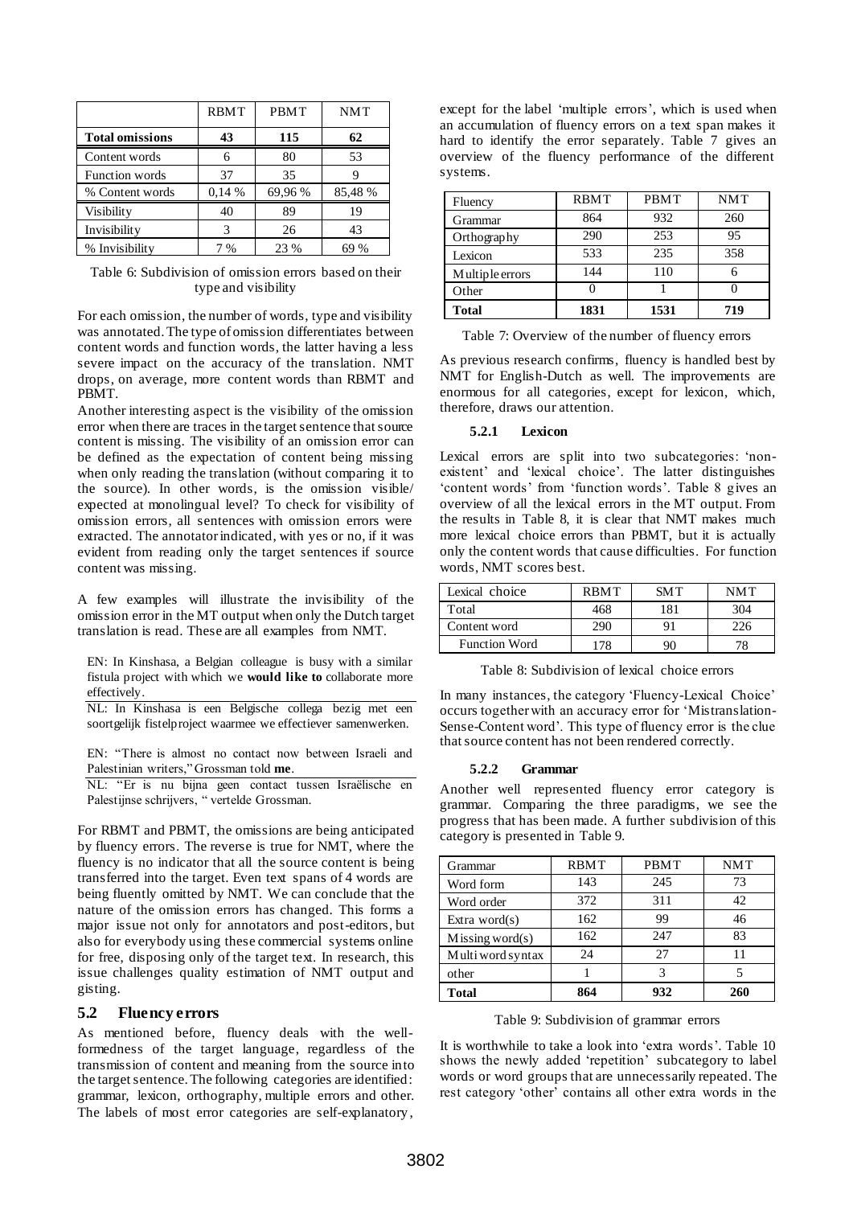| | RBMT | PBMT | NMT |
|---|---|---|---|
| **Total omissions** | **43** | **115** | **62** |
| Content words | 6 | 80 | 53 |
| Function words | 37 | 35 | 9 |
| % Content words | 0,14 % | 69,96 % | 85,48 % |
| Visibility | 40 | 89 | 19 |
| Invisibility | 3 | 26 | 43 |
| % Invisibility | 7 % | 23 % | 69 % |

Table 6: Subdivision of omission errors based on their type and visibility

For each omission, the number of words, type and visibility was annotated. The type of omission differentiates between content words and function words, the latter having a less severe impact on the accuracy of the translation. NMT drops, on average, more content words than RBMT and PBMT.

Another interesting aspect is the visibility of the omission error when there are traces in the target sentence that source content is missing. The visibility of an omission error can be defined as the expectation of content being missing when only reading the translation (without comparing it to the source). In other words, is the omission visible/ expected at monolingual level? To check for visibility of omission errors, all sentences with omission errors were extracted. The annotator indicated, with yes or no, if it was evident from reading only the target sentences if source content was missing.

A few examples will illustrate the invisibility of the omission error in the MT output when only the Dutch target translation is read. These are all examples from NMT.

EN: In Kinshasa, a Belgian colleague is busy with a similar fistula project with which we **would like to** collaborate more effectively.

NL: In Kinshasa is een Belgische collega bezig met een soortgelijk fistelproject waarmee we effectiever samenwerken.

EN: "There is almost no contact now between Israeli and Palestinian writers," Grossman told **me**.

NL: "Er is nu bijna geen contact tussen Israëlische en Palestijnse schrijvers, " vertelde Grossman.

For RBMT and PBMT, the omissions are being anticipated by fluency errors. The reverse is true for NMT, where the fluency is no indicator that all the source content is being transferred into the target. Even text spans of 4 words are being fluently omitted by NMT. We can conclude that the nature of the omission errors has changed. This forms a major issue not only for annotators and post-editors, but also for everybody using these commercial systems online for free, disposing only of the target text. In research, this issue challenges quality estimation of NMT output and gisting.

## 5.2 Fluency errors

As mentioned before, fluency deals with the well-formedness of the target language, regardless of the transmission of content and meaning from the source into the target sentence. The following categories are identified: grammar, lexicon, orthography, multiple errors and other. The labels of most error categories are self-explanatory, except for the label 'multiple errors', which is used when an accumulation of fluency errors on a text span makes it hard to identify the error separately. Table 7 gives an overview of the fluency performance of the different systems.

| Fluency | RBMT | PBMT | NMT |
|---|---|---|---|
| Grammar | 864 | 932 | 260 |
| Orthography | 290 | 253 | 95 |
| Lexicon | 533 | 235 | 358 |
| Multiple errors | 144 | 110 | 6 |
| Other | 0 | 1 | 0 |
| **Total** | **1831** | **1531** | **719** |

Table 7: Overview of the number of fluency errors

As previous research confirms, fluency is handled best by NMT for English-Dutch as well. The improvements are enormous for all categories, except for lexicon, which, therefore, draws our attention.

### 5.2.1 Lexicon

Lexical errors are split into two subcategories: 'non-existent' and 'lexical choice'. The latter distinguishes 'content words' from 'function words'. Table 8 gives an overview of all the lexical errors in the MT output. From the results in Table 8, it is clear that NMT makes much more lexical choice errors than PBMT, but it is actually only the content words that cause difficulties. For function words, NMT scores best.

| Lexical choice | RBMT | SMT | NMT |
|---|---|---|---|
| Total | 468 | 181 | 304 |
| Content word | 290 | 91 | 226 |
| Function Word | 178 | 90 | 78 |

Table 8: Subdivision of lexical choice errors

In many instances, the category 'Fluency-Lexical Choice' occurs together with an accuracy error for 'Mistranslation-Sense-Content word'. This type of fluency error is the clue that source content has not been rendered correctly.

### 5.2.2 Grammar

Another well represented fluency error category is grammar. Comparing the three paradigms, we see the progress that has been made. A further subdivision of this category is presented in Table 9.

| Grammar | RBMT | PBMT | NMT |
|---|---|---|---|
| Word form | 143 | 245 | 73 |
| Word order | 372 | 311 | 42 |
| Extra word(s) | 162 | 99 | 46 |
| Missing word(s) | 162 | 247 | 83 |
| Multi word syntax | 24 | 27 | 11 |
| other | 1 | 3 | 5 |
| **Total** | **864** | **932** | **260** |

Table 9: Subdivision of grammar errors

It is worthwhile to take a look into 'extra words'. Table 10 shows the newly added 'repetition' subcategory to label words or word groups that are unnecessarily repeated. The rest category 'other' contains all other extra words in the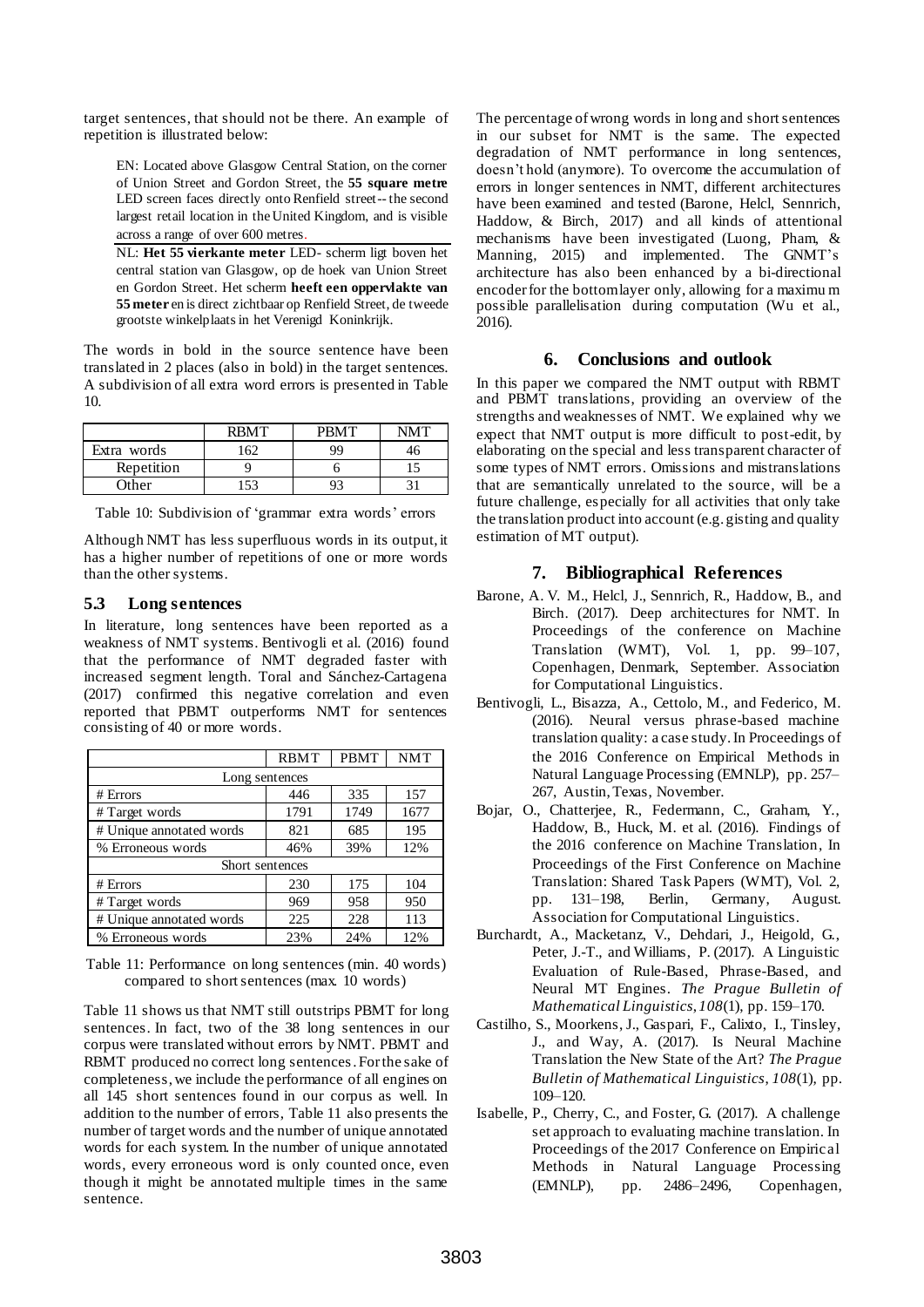target sentences, that should not be there. An example of repetition is illustrated below:

> EN: Located above Glasgow Central Station, on the corner of Union Street and Gordon Street, the **55 square metre** LED screen faces directly onto Renfield street -- the second largest retail location in the United Kingdom, and is visible across a range of over 600 metres.
>
> NL: **Het 55 vierkante meter** LED- scherm ligt boven het central station van Glasgow, op de hoek van Union Street en Gordon Street. Het scherm **heeft een oppervlakte van 55 meter** en is direct zichtbaar op Renfield Street, de tweede grootste winkelplaats in het Verenigd Koninkrijk.

The words in bold in the source sentence have been translated in 2 places (also in bold) in the target sentences. A subdivision of all extra word errors is presented in Table 10.

| | RBMT | PBMT | NMT |
|---|---|---|---|
| Extra words | 162 | 99 | 46 |
| Repetition | 9 | 6 | 15 |
| Other | 153 | 93 | 31 |

Table 10: Subdivision of 'grammar extra words' errors

Although NMT has less superfluous words in its output, it has a higher number of repetitions of one or more words than the other systems.

### 5.3 Long sentences

In literature, long sentences have been reported as a weakness of NMT systems. Bentivogli et al. (2016) found that the performance of NMT degraded faster with increased segment length. Toral and Sánchez-Cartagena (2017) confirmed this negative correlation and even reported that PBMT outperforms NMT for sentences consisting of 40 or more words.

| | RBMT | PBMT | NMT |
|---|---|---|---|
| Long sentences | | | |
| # Errors | 446 | 335 | 157 |
| # Target words | 1791 | 1749 | 1677 |
| # Unique annotated words | 821 | 685 | 195 |
| % Erroneous words | 46% | 39% | 12% |
| Short sentences | | | |
| # Errors | 230 | 175 | 104 |
| # Target words | 969 | 958 | 950 |
| # Unique annotated words | 225 | 228 | 113 |
| % Erroneous words | 23% | 24% | 12% |

Table 11: Performance on long sentences (min. 40 words) compared to short sentences (max. 10 words)

Table 11 shows us that NMT still outstrips PBMT for long sentences. In fact, two of the 38 long sentences in our corpus were translated without errors by NMT. PBMT and RBMT produced no correct long sentences. For the sake of completeness, we include the performance of all engines on all 145 short sentences found in our corpus as well. In addition to the number of errors, Table 11 also presents the number of target words and the number of unique annotated words for each system. In the number of unique annotated words, every erroneous word is only counted once, even though it might be annotated multiple times in the same sentence.

The percentage of wrong words in long and short sentences in our subset for NMT is the same. The expected degradation of NMT performance in long sentences, doesn't hold (anymore). To overcome the accumulation of errors in longer sentences in NMT, different architectures have been examined and tested (Barone, Helcl, Sennrich, Haddow, & Birch, 2017) and all kinds of attentional mechanisms have been investigated (Luong, Pham, & Manning, 2015) and implemented. The GNMT's architecture has also been enhanced by a bi-directional encoder for the bottom layer only, allowing for a maximum possible parallelisation during computation (Wu et al., 2016).

## 6. Conclusions and outlook

In this paper we compared the NMT output with RBMT and PBMT translations, providing an overview of the strengths and weaknesses of NMT. We explained why we expect that NMT output is more difficult to post-edit, by elaborating on the special and less transparent character of some types of NMT errors. Omissions and mistranslations that are semantically unrelated to the source, will be a future challenge, especially for all activities that only take the translation product into account (e.g. gisting and quality estimation of MT output).

## 7. Bibliographical References

Barone, A. V. M., Helcl, J., Sennrich, R., Haddow, B., and Birch. (2017). Deep architectures for NMT. In Proceedings of the conference on Machine Translation (WMT), Vol. 1, pp. 99–107, Copenhagen, Denmark, September. Association for Computational Linguistics.

Bentivogli, L., Bisazza, A., Cettolo, M., and Federico, M. (2016). Neural versus phrase-based machine translation quality: a case study. In Proceedings of the 2016 Conference on Empirical Methods in Natural Language Processing (EMNLP), pp. 257–267, Austin, Texas, November.

Bojar, O., Chatterjee, R., Federmann, C., Graham, Y., Haddow, B., Huck, M. et al. (2016). Findings of the 2016 conference on Machine Translation, In Proceedings of the First Conference on Machine Translation: Shared Task Papers (WMT), Vol. 2, pp. 131–198, Berlin, Germany, August. Association for Computational Linguistics.

Burchardt, A., Macketanz, V., Dehdari, J., Heigold, G., Peter, J.-T., and Williams, P. (2017). A Linguistic Evaluation of Rule-Based, Phrase-Based, and Neural MT Engines. *The Prague Bulletin of Mathematical Linguistics*, *108*(1), pp. 159–170.

Castilho, S., Moorkens, J., Gaspari, F., Calixto, I., Tinsley, J., and Way, A. (2017). Is Neural Machine Translation the New State of the Art? *The Prague Bulletin of Mathematical Linguistics*, *108*(1), pp. 109–120.

Isabelle, P., Cherry, C., and Foster, G. (2017). A challenge set approach to evaluating machine translation. In Proceedings of the 2017 Conference on Empirical Methods in Natural Language Processing (EMNLP), pp. 2486–2496, Copenhagen,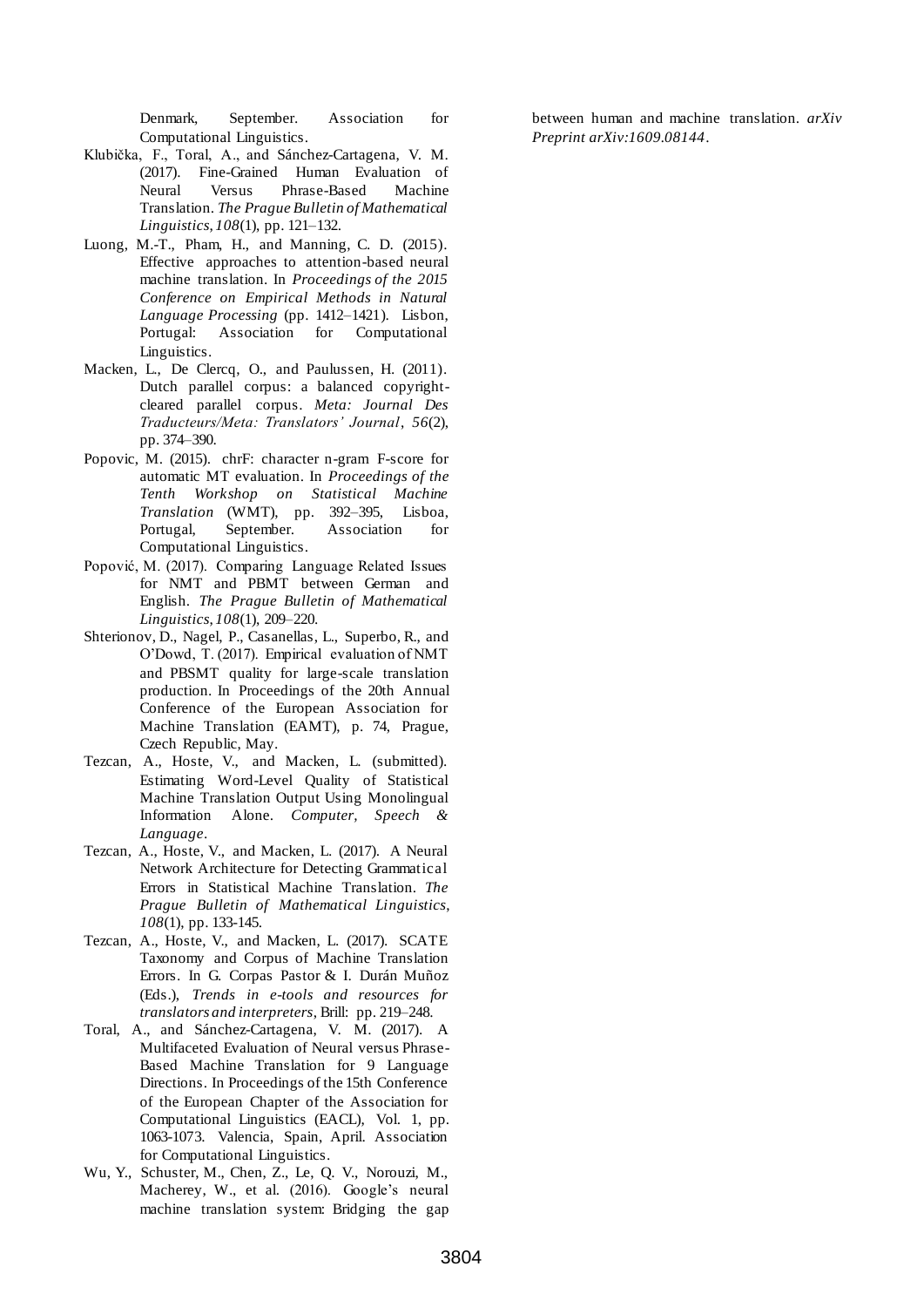Denmark, September. Association for Computational Linguistics.

Klubička, F., Toral, A., and Sánchez-Cartagena, V. M. (2017). Fine-Grained Human Evaluation of Neural Versus Phrase-Based Machine Translation. *The Prague Bulletin of Mathematical Linguistics*, *108*(1), pp. 121–132.

Luong, M.-T., Pham, H., and Manning, C. D. (2015). Effective approaches to attention-based neural machine translation. In *Proceedings of the 2015 Conference on Empirical Methods in Natural Language Processing* (pp. 1412–1421). Lisbon, Portugal: Association for Computational Linguistics.

Macken, L., De Clercq, O., and Paulussen, H. (2011). Dutch parallel corpus: a balanced copyright-cleared parallel corpus. *Meta: Journal Des Traducteurs/Meta: Translators' Journal*, *56*(2), pp. 374–390.

Popovic, M. (2015). chrF: character n-gram F-score for automatic MT evaluation. In *Proceedings of the Tenth Workshop on Statistical Machine Translation* (WMT), pp. 392–395, Lisboa, Portugal, September. Association for Computational Linguistics.

Popović, M. (2017). Comparing Language Related Issues for NMT and PBMT between German and English. *The Prague Bulletin of Mathematical Linguistics*, *108*(1), 209–220.

Shterionov, D., Nagel, P., Casanellas, L., Superbo, R., and O'Dowd, T. (2017). Empirical evaluation of NMT and PBSMT quality for large-scale translation production. In Proceedings of the 20th Annual Conference of the European Association for Machine Translation (EAMT), p. 74, Prague, Czech Republic, May.

Tezcan, A., Hoste, V., and Macken, L. (submitted). Estimating Word-Level Quality of Statistical Machine Translation Output Using Monolingual Information Alone. *Computer, Speech & Language*.

Tezcan, A., Hoste, V., and Macken, L. (2017). A Neural Network Architecture for Detecting Grammatical Errors in Statistical Machine Translation. *The Prague Bulletin of Mathematical Linguistics*, *108*(1), pp. 133-145.

Tezcan, A., Hoste, V., and Macken, L. (2017). SCATE Taxonomy and Corpus of Machine Translation Errors. In G. Corpas Pastor & I. Durán Muñoz (Eds.), *Trends in e-tools and resources for translators and interpreters*, Brill: pp. 219–248.

Toral, A., and Sánchez-Cartagena, V. M. (2017). A Multifaceted Evaluation of Neural versus Phrase-Based Machine Translation for 9 Language Directions. In Proceedings of the 15th Conference of the European Chapter of the Association for Computational Linguistics (EACL), Vol. 1, pp. 1063-1073. Valencia, Spain, April. Association for Computational Linguistics.

Wu, Y., Schuster, M., Chen, Z., Le, Q. V., Norouzi, M., Macherey, W., et al. (2016). Google's neural machine translation system: Bridging the gap between human and machine translation. *arXiv Preprint arXiv:1609.08144*.